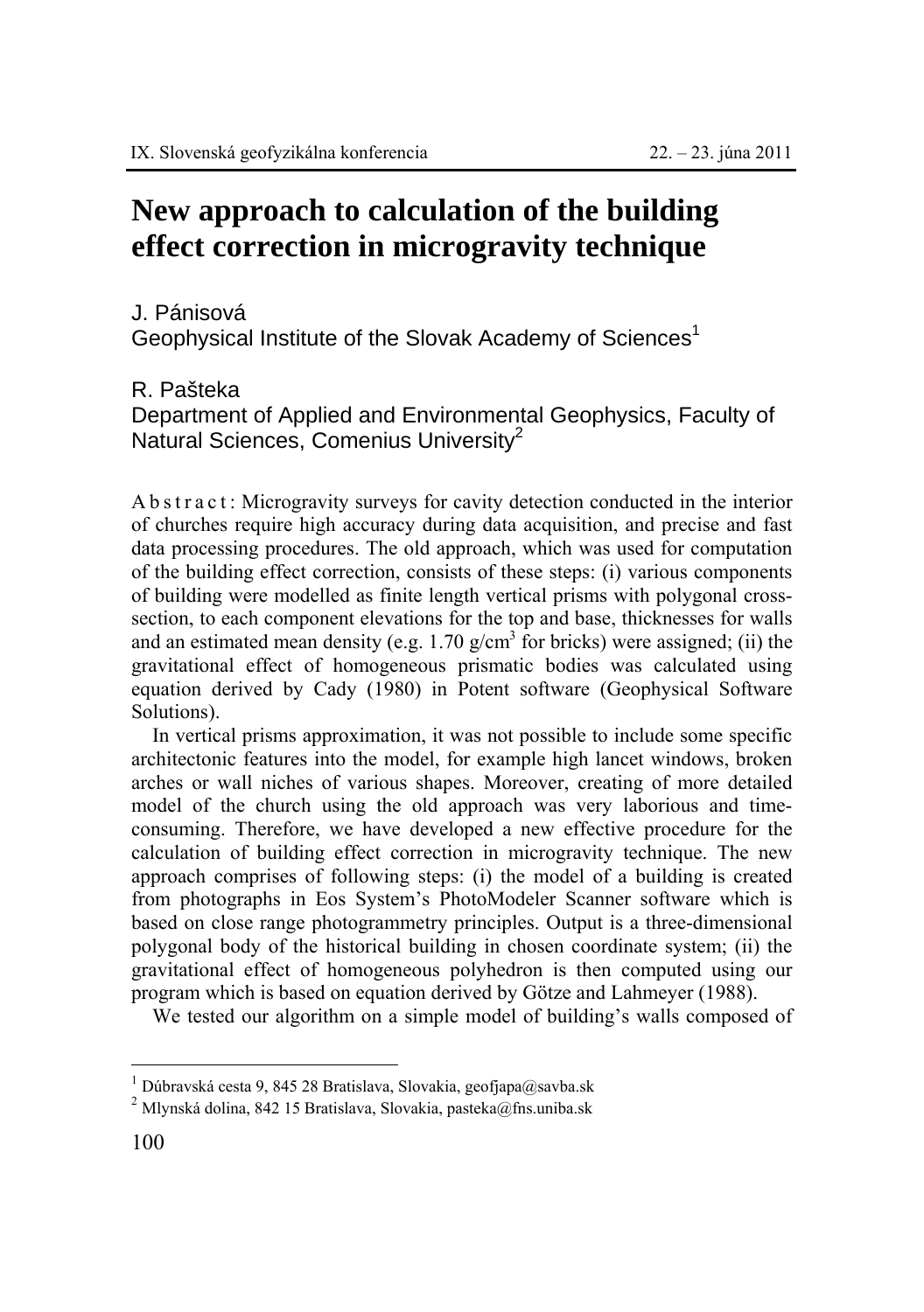# New approach to calculation of the building effect correction in microgravity technique

J. Pánisová
Geophysical Institute of the Slovak Academy of Sciences[1]

R. Pašteka
Department of Applied and Environmental Geophysics, Faculty of Natural Sciences, Comenius University[2]

A b s t r a c t : Microgravity surveys for cavity detection conducted in the interior of churches require high accuracy during data acquisition, and precise and fast data processing procedures. The old approach, which was used for computation of the building effect correction, consists of these steps: (i) various components of building were modelled as finite length vertical prisms with polygonal cross-section, to each component elevations for the top and base, thicknesses for walls and an estimated mean density (e.g. 1.70 g/cm$^3$ for bricks) were assigned; (ii) the gravitational effect of homogeneous prismatic bodies was calculated using equation derived by Cady (1980) in Potent software (Geophysical Software Solutions).

In vertical prisms approximation, it was not possible to include some specific architectonic features into the model, for example high lancet windows, broken arches or wall niches of various shapes. Moreover, creating of more detailed model of the church using the old approach was very laborious and time-consuming. Therefore, we have developed a new effective procedure for the calculation of building effect correction in microgravity technique. The new approach comprises of following steps: (i) the model of a building is created from photographs in Eos System's PhotoModeler Scanner software which is based on close range photogrammetry principles. Output is a three-dimensional polygonal body of the historical building in chosen coordinate system; (ii) the gravitational effect of homogeneous polyhedron is then computed using our program which is based on equation derived by Götze and Lahmeyer (1988).

We tested our algorithm on a simple model of building's walls composed of

[1] Dúbravská cesta 9, 845 28 Bratislava, Slovakia, geofjapa@savba.sk
[2] Mlynská dolina, 842 15 Bratislava, Slovakia, pasteka@fns.uniba.sk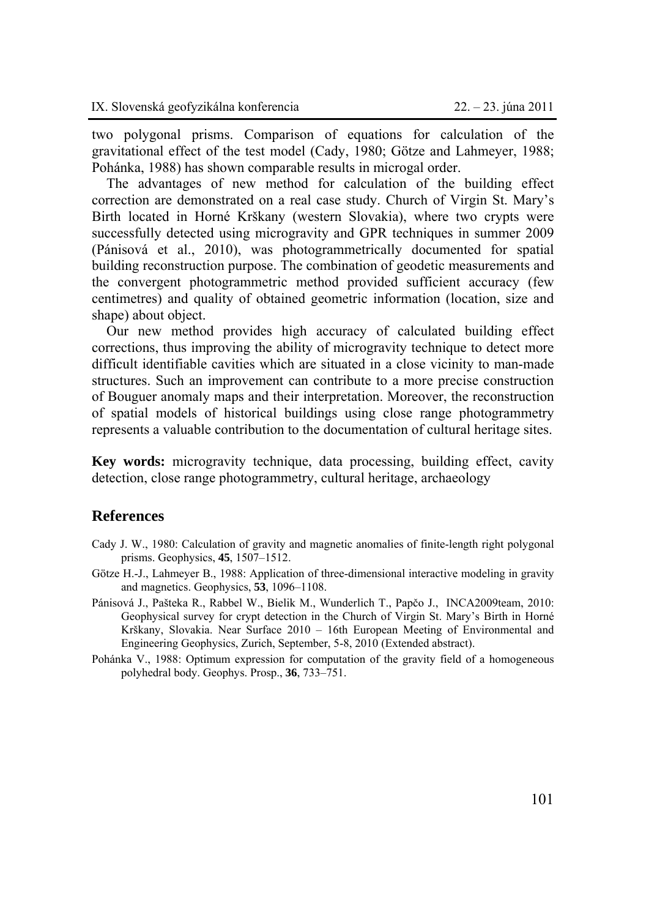two polygonal prisms. Comparison of equations for calculation of the gravitational effect of the test model (Cady, 1980; Götze and Lahmeyer, 1988; Pohánka, 1988) has shown comparable results in microgal order.

The advantages of new method for calculation of the building effect correction are demonstrated on a real case study. Church of Virgin St. Mary's Birth located in Horné Krškany (western Slovakia), where two crypts were successfully detected using microgravity and GPR techniques in summer 2009 (Pánisová et al., 2010), was photogrammetrically documented for spatial building reconstruction purpose. The combination of geodetic measurements and the convergent photogrammetric method provided sufficient accuracy (few centimetres) and quality of obtained geometric information (location, size and shape) about object.

Our new method provides high accuracy of calculated building effect corrections, thus improving the ability of microgravity technique to detect more difficult identifiable cavities which are situated in a close vicinity to man-made structures. Such an improvement can contribute to a more precise construction of Bouguer anomaly maps and their interpretation. Moreover, the reconstruction of spatial models of historical buildings using close range photogrammetry represents a valuable contribution to the documentation of cultural heritage sites.

**Key words:** microgravity technique, data processing, building effect, cavity detection, close range photogrammetry, cultural heritage, archaeology

## References

Cady J. W., 1980: Calculation of gravity and magnetic anomalies of finite-length right polygonal prisms. Geophysics, **45**, 1507–1512.

Götze H.-J., Lahmeyer B., 1988: Application of three-dimensional interactive modeling in gravity and magnetics. Geophysics, **53**, 1096–1108.

Pánisová J., Pašteka R., Rabbel W., Bielik M., Wunderlich T., Papčo J., INCA2009team, 2010: Geophysical survey for crypt detection in the Church of Virgin St. Mary's Birth in Horné Krškany, Slovakia. Near Surface 2010 – 16th European Meeting of Environmental and Engineering Geophysics, Zurich, September, 5-8, 2010 (Extended abstract).

Pohánka V., 1988: Optimum expression for computation of the gravity field of a homogeneous polyhedral body. Geophys. Prosp., **36**, 733–751.